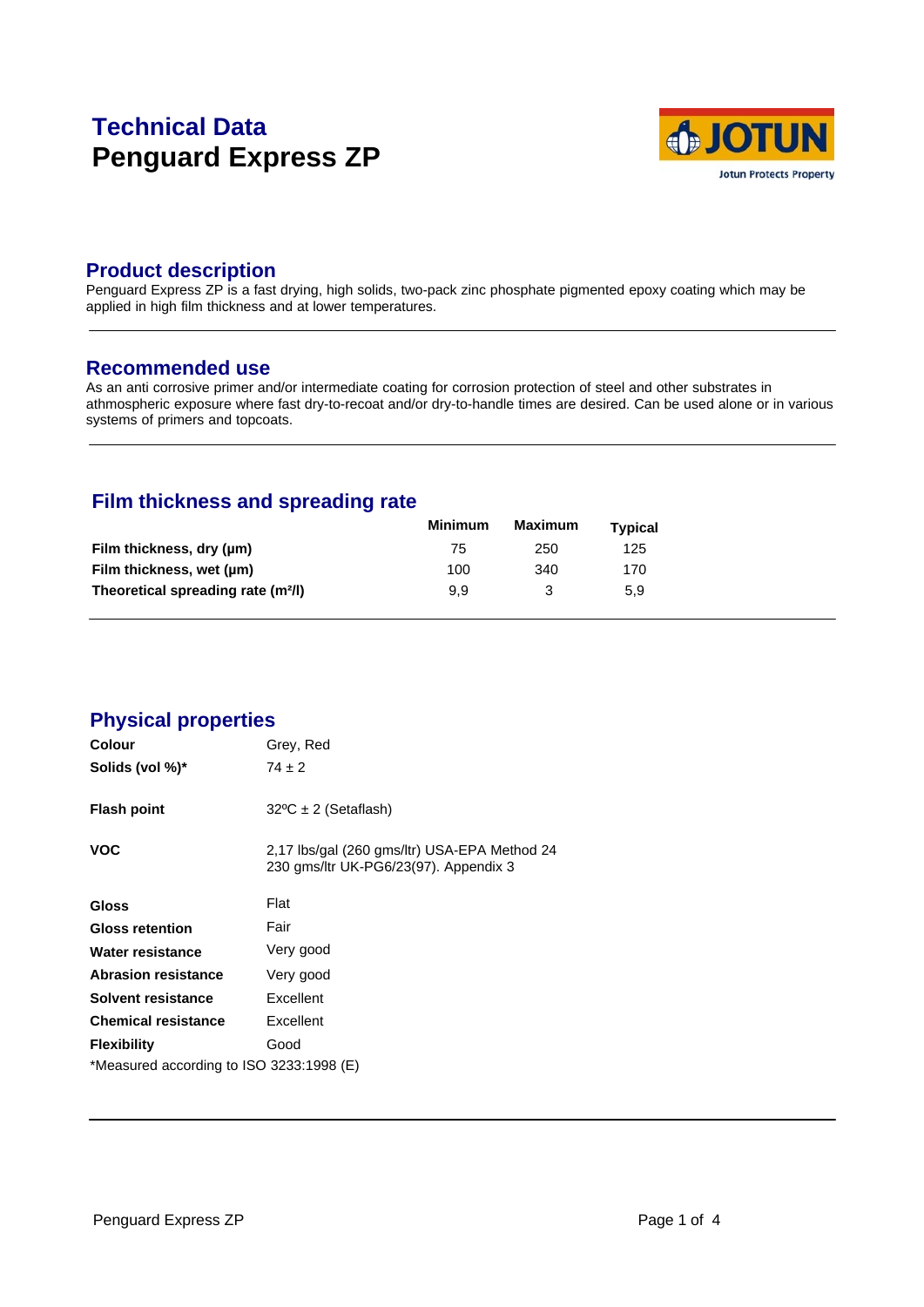# Technical Data
# Penguard Express ZP

## Product description

Penguard Express ZP is a fast drying, high solids, two-pack zinc phosphate pigmented epoxy coating which may be applied in high film thickness and at lower temperatures.

## Recommended use

As an anti corrosive primer and/or intermediate coating for corrosion protection of steel and other substrates in athmospheric exposure where fast dry-to-recoat and/or dry-to-handle times are desired. Can be used alone or in various systems of primers and topcoats.

## Film thickness and spreading rate

| | Minimum | Maximum | Typical |
|---|---|---|---|
| **Film thickness, dry (µm)** | 75 | 250 | 125 |
| **Film thickness, wet (µm)** | 100 | 340 | 170 |
| **Theoretical spreading rate (m²/l)** | 9,9 | 3 | 5,9 |

## Physical properties

| | |
|---|---|
| **Colour** | Grey, Red |
| **Solids (vol %)*** | 74 ± 2 |
| **Flash point** | 32ºC ± 2 (Setaflash) |
| **VOC** | 2,17 lbs/gal (260 gms/ltr) USA-EPA Method 24<br>230 gms/ltr UK-PG6/23(97). Appendix 3 |
| **Gloss** | Flat |
| **Gloss retention** | Fair |
| **Water resistance** | Very good |
| **Abrasion resistance** | Very good |
| **Solvent resistance** | Excellent |
| **Chemical resistance** | Excellent |
| **Flexibility** | Good |

*Measured according to ISO 3233:1998 (E)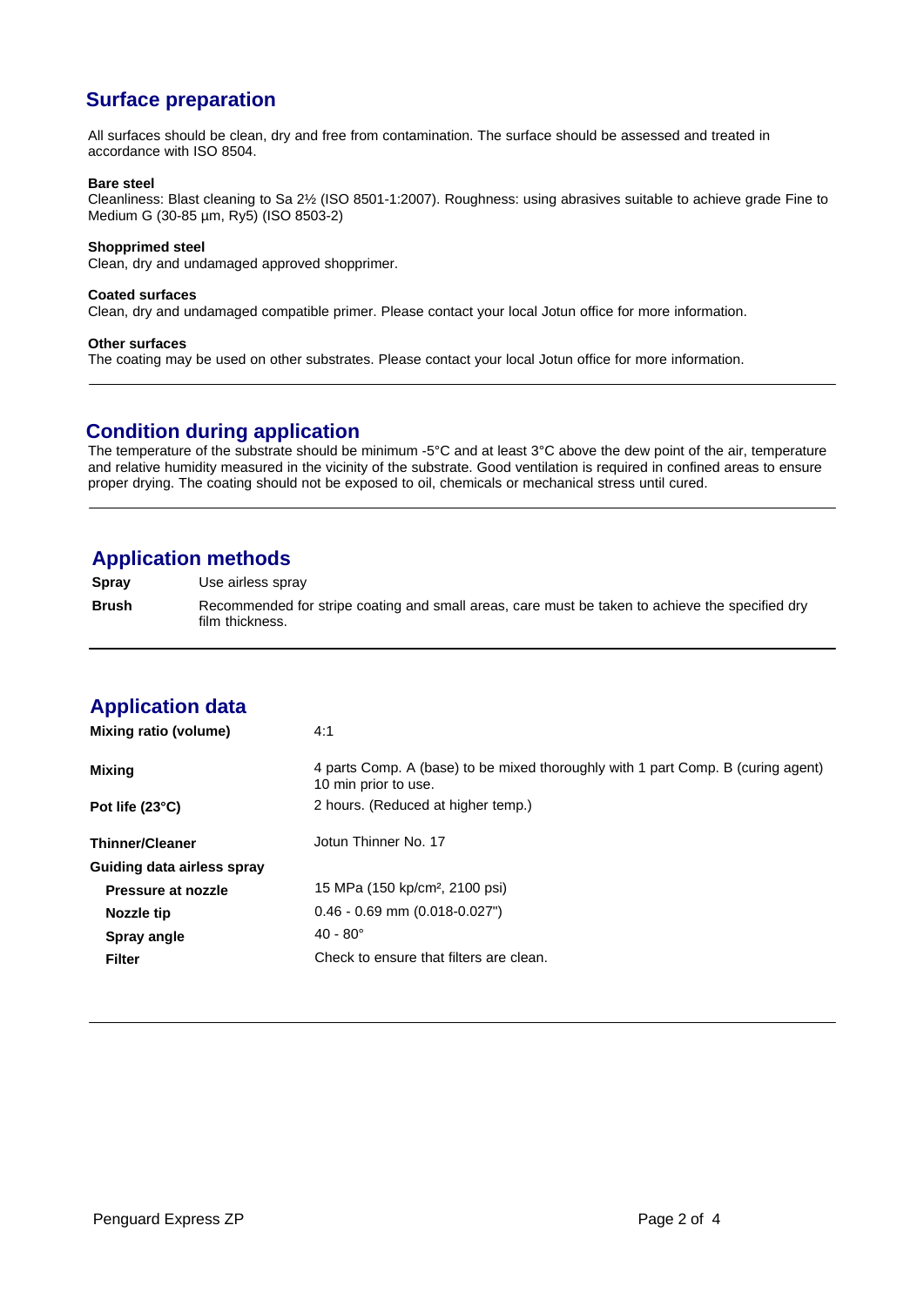## Surface preparation

All surfaces should be clean, dry and free from contamination. The surface should be assessed and treated in accordance with ISO 8504.

**Bare steel**
Cleanliness: Blast cleaning to Sa 2½ (ISO 8501-1:2007). Roughness: using abrasives suitable to achieve grade Fine to Medium G (30-85 µm, Ry5) (ISO 8503-2)

**Shopprimed steel**
Clean, dry and undamaged approved shopprimer.

**Coated surfaces**
Clean, dry and undamaged compatible primer. Please contact your local Jotun office for more information.

**Other surfaces**
The coating may be used on other substrates. Please contact your local Jotun office for more information.

---

## Condition during application

The temperature of the substrate should be minimum -5°C and at least 3°C above the dew point of the air, temperature and relative humidity measured in the vicinity of the substrate. Good ventilation is required in confined areas to ensure proper drying. The coating should not be exposed to oil, chemicals or mechanical stress until cured.

---

## Application methods

| | |
|---|---|
| **Spray** | Use airless spray |
| **Brush** | Recommended for stripe coating and small areas, care must be taken to achieve the specified dry film thickness. |

---

## Application data

| | |
|---|---|
| **Mixing ratio (volume)** | 4:1 |
| **Mixing** | 4 parts Comp. A (base) to be mixed thoroughly with 1 part Comp. B (curing agent) 10 min prior to use. |
| **Pot life (23°C)** | 2 hours. (Reduced at higher temp.) |
| **Thinner/Cleaner** | Jotun Thinner No. 17 |
| **Guiding data airless spray** | |
| **Pressure at nozzle** | 15 MPa (150 kp/cm², 2100 psi) |
| **Nozzle tip** | 0.46 - 0.69 mm (0.018-0.027") |
| **Spray angle** | 40 - 80° |
| **Filter** | Check to ensure that filters are clean. |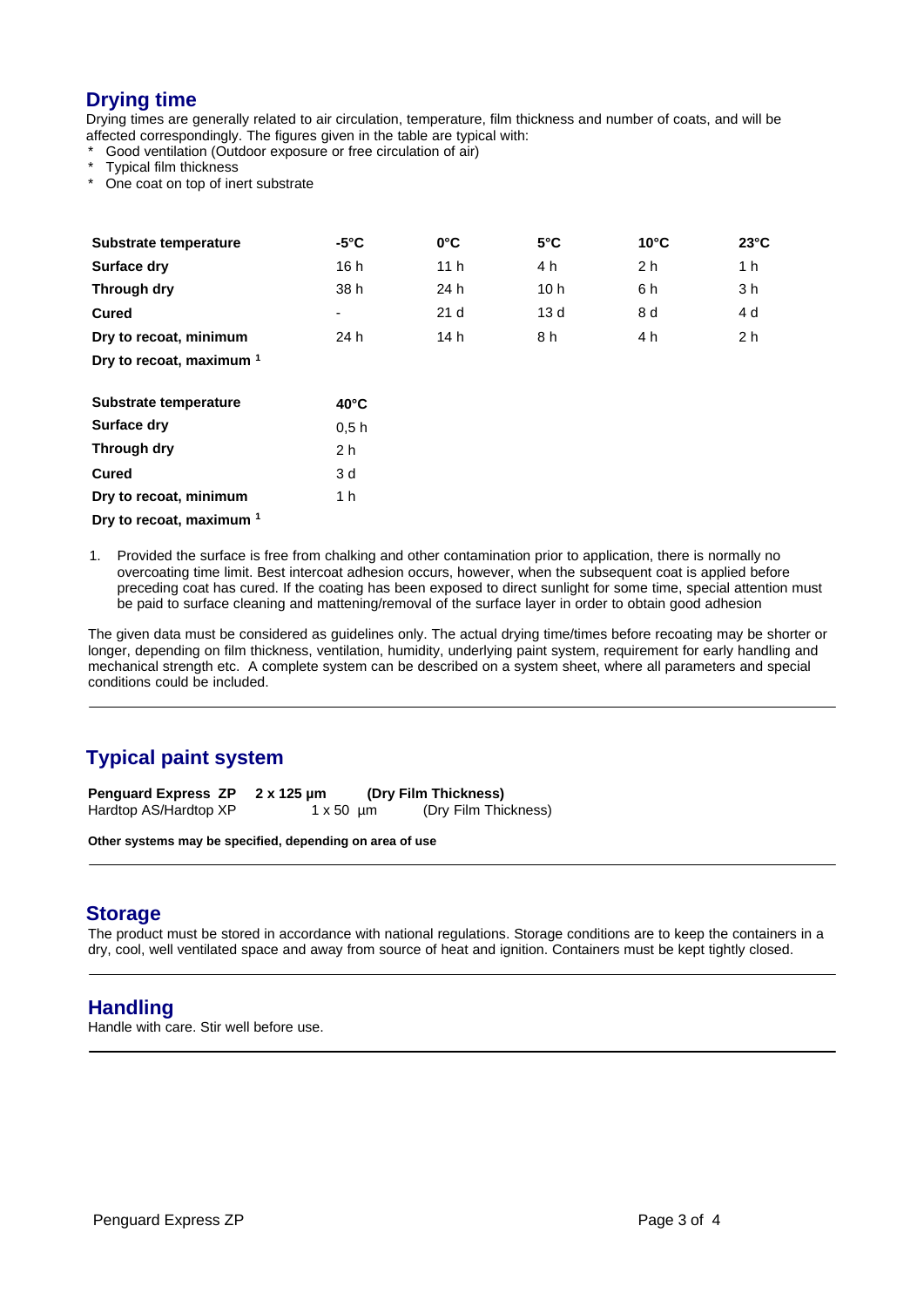## Drying time

Drying times are generally related to air circulation, temperature, film thickness and number of coats, and will be affected correspondingly. The figures given in the table are typical with:

* Good ventilation (Outdoor exposure or free circulation of air)
* Typical film thickness
* One coat on top of inert substrate

| Substrate temperature | -5°C | 0°C | 5°C | 10°C | 23°C |
|---|---|---|---|---|---|
| Surface dry | 16 h | 11 h | 4 h | 2 h | 1 h |
| Through dry | 38 h | 24 h | 10 h | 6 h | 3 h |
| Cured | - | 21 d | 13 d | 8 d | 4 d |
| Dry to recoat, minimum | 24 h | 14 h | 8 h | 4 h | 2 h |
| Dry to recoat, maximum [1] | | | | | |

| Substrate temperature | 40°C |
|---|---|
| Surface dry | 0,5 h |
| Through dry | 2 h |
| Cured | 3 d |
| Dry to recoat, minimum | 1 h |
| Dry to recoat, maximum [1] | |

1. Provided the surface is free from chalking and other contamination prior to application, there is normally no overcoating time limit. Best intercoat adhesion occurs, however, when the subsequent coat is applied before preceding coat has cured. If the coating has been exposed to direct sunlight for some time, special attention must be paid to surface cleaning and mattening/removal of the surface layer in order to obtain good adhesion

The given data must be considered as guidelines only. The actual drying time/times before recoating may be shorter or longer, depending on film thickness, ventilation, humidity, underlying paint system, requirement for early handling and mechanical strength etc. A complete system can be described on a system sheet, where all parameters and special conditions could be included.

## Typical paint system

| | | |
|---|---|---|
| **Penguard Express ZP** | **2 x 125 µm** | **(Dry Film Thickness)** |
| Hardtop AS/Hardtop XP | 1 x 50 µm | (Dry Film Thickness) |

**Other systems may be specified, depending on area of use**

## Storage

The product must be stored in accordance with national regulations. Storage conditions are to keep the containers in a dry, cool, well ventilated space and away from source of heat and ignition. Containers must be kept tightly closed.

## Handling

Handle with care. Stir well before use.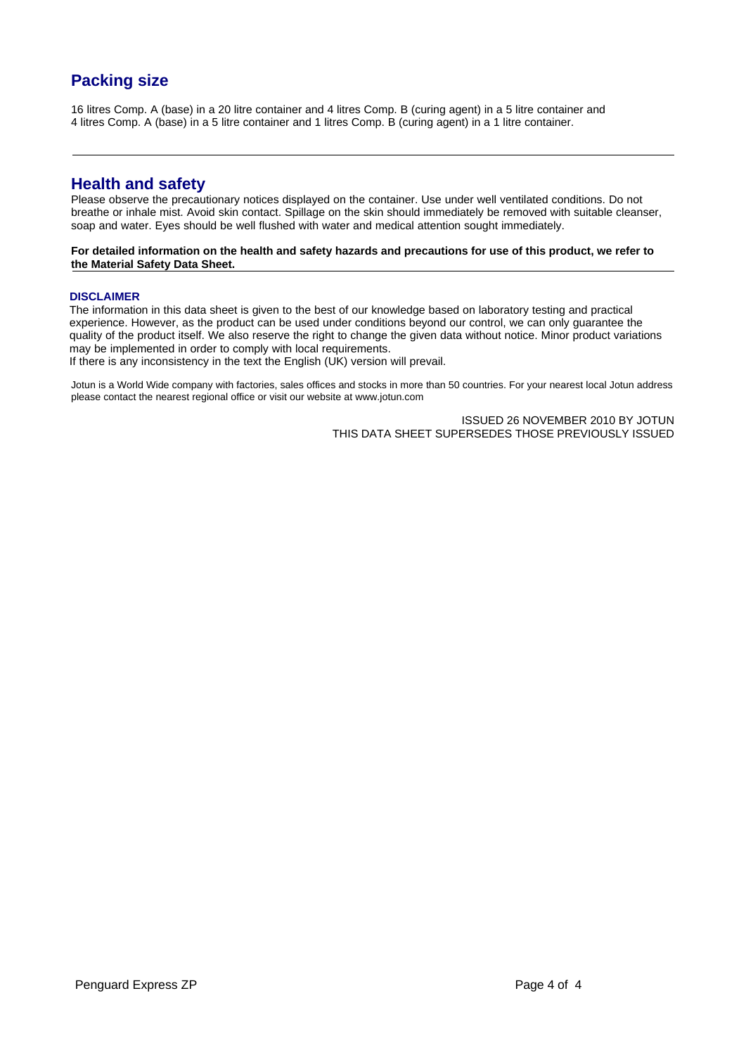## Packing size

16 litres Comp. A (base) in a 20 litre container and 4 litres Comp. B (curing agent) in a 5 litre container and
4 litres Comp. A (base) in a 5 litre container and 1 litres Comp. B (curing agent) in a 1 litre container.

---

## Health and safety

Please observe the precautionary notices displayed on the container. Use under well ventilated conditions. Do not breathe or inhale mist. Avoid skin contact. Spillage on the skin should immediately be removed with suitable cleanser, soap and water. Eyes should be well flushed with water and medical attention sought immediately.

**For detailed information on the health and safety hazards and precautions for use of this product, we refer to the Material Safety Data Sheet.**

---

#### DISCLAIMER

The information in this data sheet is given to the best of our knowledge based on laboratory testing and practical experience. However, as the product can be used under conditions beyond our control, we can only guarantee the quality of the product itself. We also reserve the right to change the given data without notice. Minor product variations may be implemented in order to comply with local requirements.
If there is any inconsistency in the text the English (UK) version will prevail.

Jotun is a World Wide company with factories, sales offices and stocks in more than 50 countries. For your nearest local Jotun address please contact the nearest regional office or visit our website at www.jotun.com

ISSUED 26 NOVEMBER 2010 BY JOTUN
THIS DATA SHEET SUPERSEDES THOSE PREVIOUSLY ISSUED